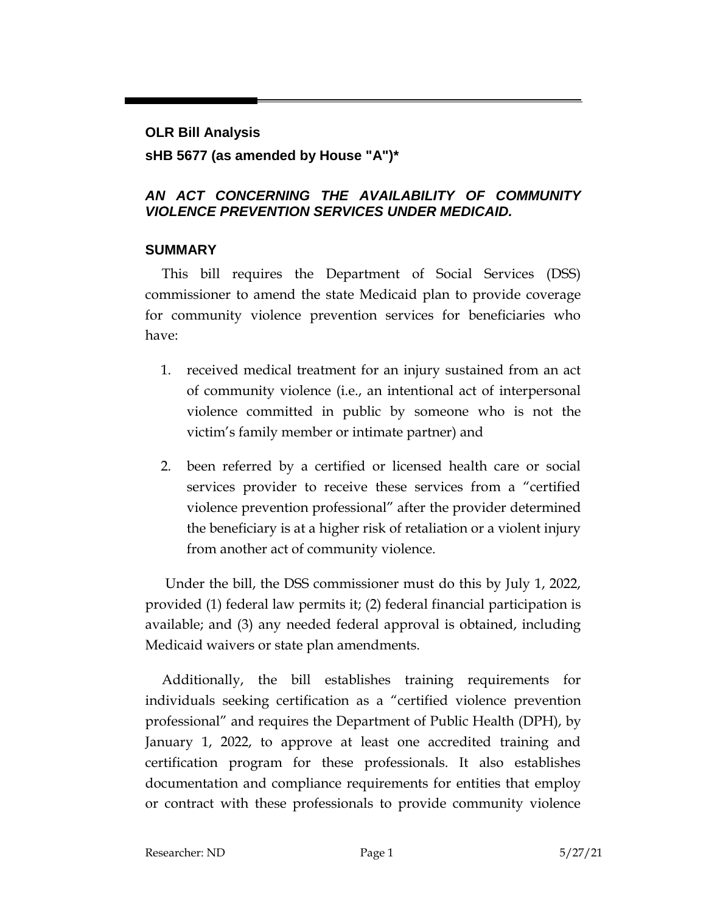**OLR Bill Analysis**

**sHB 5677 (as amended by House "A")\***

## *AN ACT CONCERNING THE AVAILABILITY OF COMMUNITY VIOLENCE PREVENTION SERVICES UNDER MEDICAID.*

## SUMMARY

This bill requires the Department of Social Services (DSS) commissioner to amend the state Medicaid plan to provide coverage for community violence prevention services for beneficiaries who have:

1. received medical treatment for an injury sustained from an act of community violence (i.e., an intentional act of interpersonal violence committed in public by someone who is not the victim's family member or intimate partner) and
2. been referred by a certified or licensed health care or social services provider to receive these services from a "certified violence prevention professional" after the provider determined the beneficiary is at a higher risk of retaliation or a violent injury from another act of community violence.

Under the bill, the DSS commissioner must do this by July 1, 2022, provided (1) federal law permits it; (2) federal financial participation is available; and (3) any needed federal approval is obtained, including Medicaid waivers or state plan amendments.

Additionally, the bill establishes training requirements for individuals seeking certification as a "certified violence prevention professional" and requires the Department of Public Health (DPH), by January 1, 2022, to approve at least one accredited training and certification program for these professionals. It also establishes documentation and compliance requirements for entities that employ or contract with these professionals to provide community violence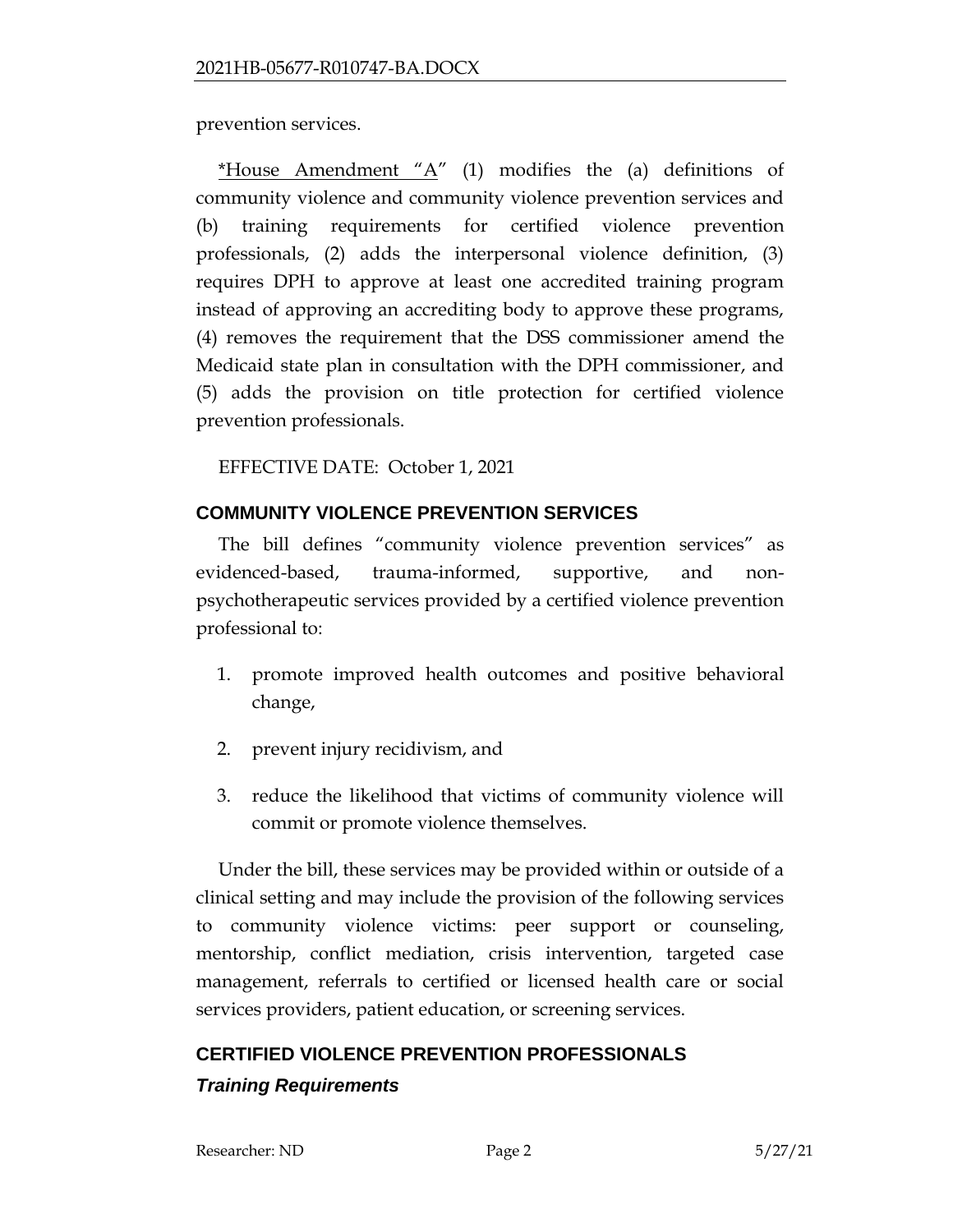prevention services.

<u>*House Amendment "A"</u> (1) modifies the (a) definitions of community violence and community violence prevention services and (b) training requirements for certified violence prevention professionals, (2) adds the interpersonal violence definition, (3) requires DPH to approve at least one accredited training program instead of approving an accrediting body to approve these programs, (4) removes the requirement that the DSS commissioner amend the Medicaid state plan in consultation with the DPH commissioner, and (5) adds the provision on title protection for certified violence prevention professionals.

EFFECTIVE DATE: October 1, 2021

## COMMUNITY VIOLENCE PREVENTION SERVICES

The bill defines "community violence prevention services" as evidenced-based, trauma-informed, supportive, and non-psychotherapeutic services provided by a certified violence prevention professional to:

1. promote improved health outcomes and positive behavioral change,
2. prevent injury recidivism, and
3. reduce the likelihood that victims of community violence will commit or promote violence themselves.

Under the bill, these services may be provided within or outside of a clinical setting and may include the provision of the following services to community violence victims: peer support or counseling, mentorship, conflict mediation, crisis intervention, targeted case management, referrals to certified or licensed health care or social services providers, patient education, or screening services.

## CERTIFIED VIOLENCE PREVENTION PROFESSIONALS

### *Training Requirements*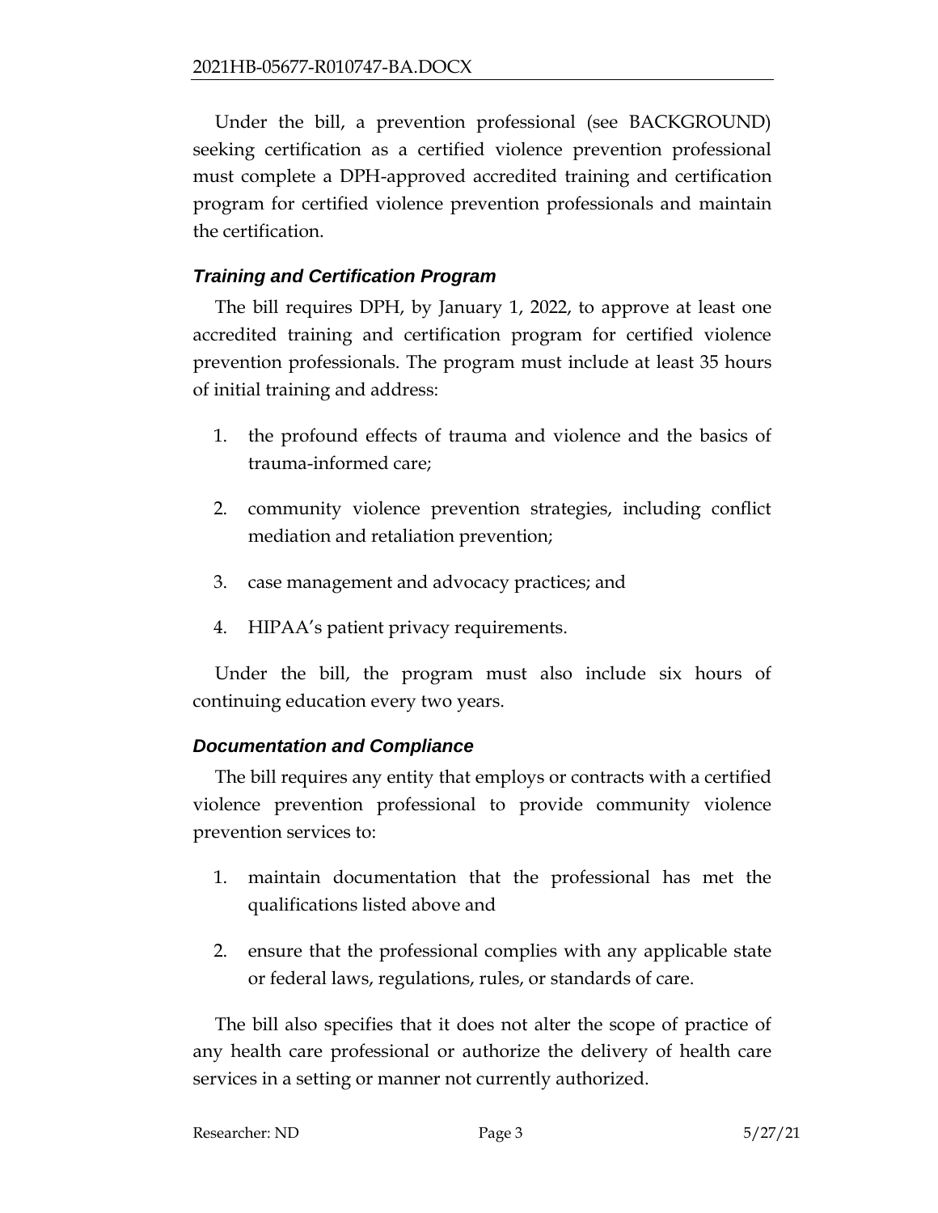Under the bill, a prevention professional (see BACKGROUND) seeking certification as a certified violence prevention professional must complete a DPH-approved accredited training and certification program for certified violence prevention professionals and maintain the certification.

### *Training and Certification Program*

The bill requires DPH, by January 1, 2022, to approve at least one accredited training and certification program for certified violence prevention professionals. The program must include at least 35 hours of initial training and address:

1. the profound effects of trauma and violence and the basics of trauma-informed care;
2. community violence prevention strategies, including conflict mediation and retaliation prevention;
3. case management and advocacy practices; and
4. HIPAA's patient privacy requirements.

Under the bill, the program must also include six hours of continuing education every two years.

### *Documentation and Compliance*

The bill requires any entity that employs or contracts with a certified violence prevention professional to provide community violence prevention services to:

1. maintain documentation that the professional has met the qualifications listed above and
2. ensure that the professional complies with any applicable state or federal laws, regulations, rules, or standards of care.

The bill also specifies that it does not alter the scope of practice of any health care professional or authorize the delivery of health care services in a setting or manner not currently authorized.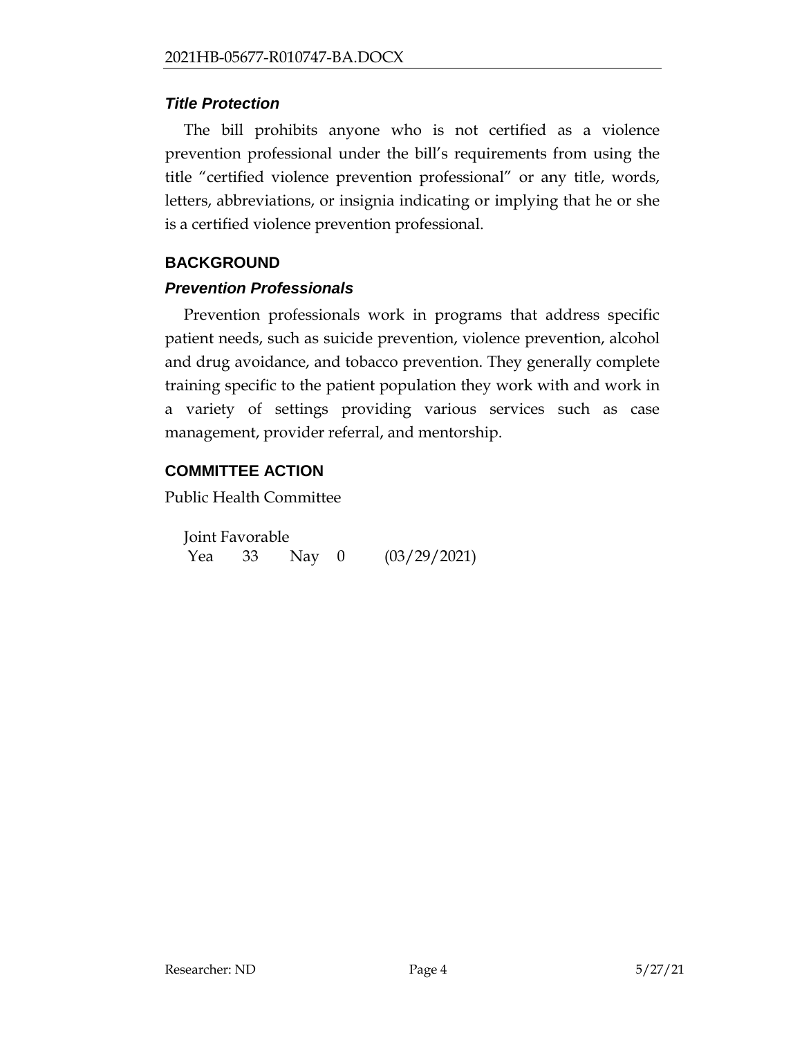### *Title Protection*

The bill prohibits anyone who is not certified as a violence prevention professional under the bill's requirements from using the title "certified violence prevention professional" or any title, words, letters, abbreviations, or insignia indicating or implying that he or she is a certified violence prevention professional.

## BACKGROUND

### *Prevention Professionals*

Prevention professionals work in programs that address specific patient needs, such as suicide prevention, violence prevention, alcohol and drug avoidance, and tobacco prevention. They generally complete training specific to the patient population they work with and work in a variety of settings providing various services such as case management, provider referral, and mentorship.

## COMMITTEE ACTION

Public Health Committee

Joint Favorable

Yea 33 Nay 0 (03/29/2021)